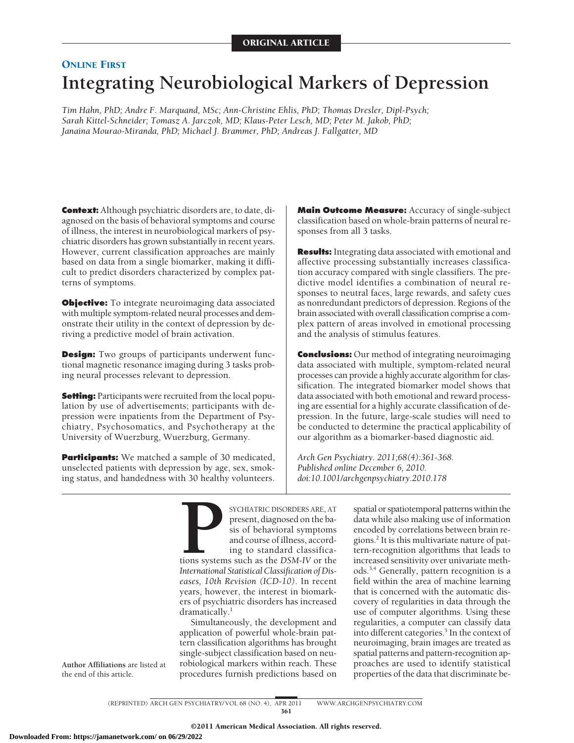ORIGINAL ARTICLE

ONLINE FIRST

# Integrating Neurobiological Markers of Depression

*Tim Hahn, PhD; Andre F. Marquand, MSc; Ann-Christine Ehlis, PhD; Thomas Dresler, Dipl-Psych; Sarah Kittel-Schneider; Tomasz A. Jarczok, MD; Klaus-Peter Lesch, MD; Peter M. Jakob, PhD; Janaina Mourao-Miranda, PhD; Michael J. Brammer, PhD; Andreas J. Fallgatter, MD*

**Context:** Although psychiatric disorders are, to date, diagnosed on the basis of behavioral symptoms and course of illness, the interest in neurobiological markers of psychiatric disorders has grown substantially in recent years. However, current classification approaches are mainly based on data from a single biomarker, making it difficult to predict disorders characterized by complex patterns of symptoms.

**Objective:** To integrate neuroimaging data associated with multiple symptom-related neural processes and demonstrate their utility in the context of depression by deriving a predictive model of brain activation.

**Design:** Two groups of participants underwent functional magnetic resonance imaging during 3 tasks probing neural processes relevant to depression.

**Setting:** Participants were recruited from the local population by use of advertisements; participants with depression were inpatients from the Department of Psychiatry, Psychosomatics, and Psychotherapy at the University of Wuerzburg, Wuerzburg, Germany.

**Participants:** We matched a sample of 30 medicated, unselected patients with depression by age, sex, smoking status, and handedness with 30 healthy volunteers.

**Main Outcome Measure:** Accuracy of single-subject classification based on whole-brain patterns of neural responses from all 3 tasks.

**Results:** Integrating data associated with emotional and affective processing substantially increases classification accuracy compared with single classifiers. The predictive model identifies a combination of neural responses to neutral faces, large rewards, and safety cues as nonredundant predictors of depression. Regions of the brain associated with overall classification comprise a complex pattern of areas involved in emotional processing and the analysis of stimulus features.

**Conclusions:** Our method of integrating neuroimaging data associated with multiple, symptom-related neural processes can provide a highly accurate algorithm for classification. The integrated biomarker model shows that data associated with both emotional and reward processing are essential for a highly accurate classification of depression. In the future, large-scale studies will need to be conducted to determine the practical applicability of our algorithm as a biomarker-based diagnostic aid.

*Arch Gen Psychiatry. 2011;68(4):361-368. Published online December 6, 2010. doi:10.1001/archgenpsychiatry.2010.178*

**Author Affiliations** are listed at the end of this article.

PSYCHIATRIC DISORDERS ARE, AT present, diagnosed on the basis of behavioral symptoms and course of illness, according to standard classifications systems such as the *DSM-IV* or the *International Statistical Classification of Diseases, 10th Revision (ICD-10)*. In recent years, however, the interest in biomarkers of psychiatric disorders has increased dramatically.[1]

Simultaneously, the development and application of powerful whole-brain pattern classification algorithms has brought single-subject classification based on neurobiological markers within reach. These procedures furnish predictions based on spatial or spatiotemporal patterns within the data while also making use of information encoded by correlations between brain regions.[2] It is this multivariate nature of pattern-recognition algorithms that leads to increased sensitivity over univariate methods.[3,4] Generally, pattern recognition is a field within the area of machine learning that is concerned with the automatic discovery of regularities in data through the use of computer algorithms. Using these regularities, a computer can classify data into different categories.[5] In the context of neuroimaging, brain images are treated as spatial patterns and pattern-recognition approaches are used to identify statistical properties of the data that discriminate be-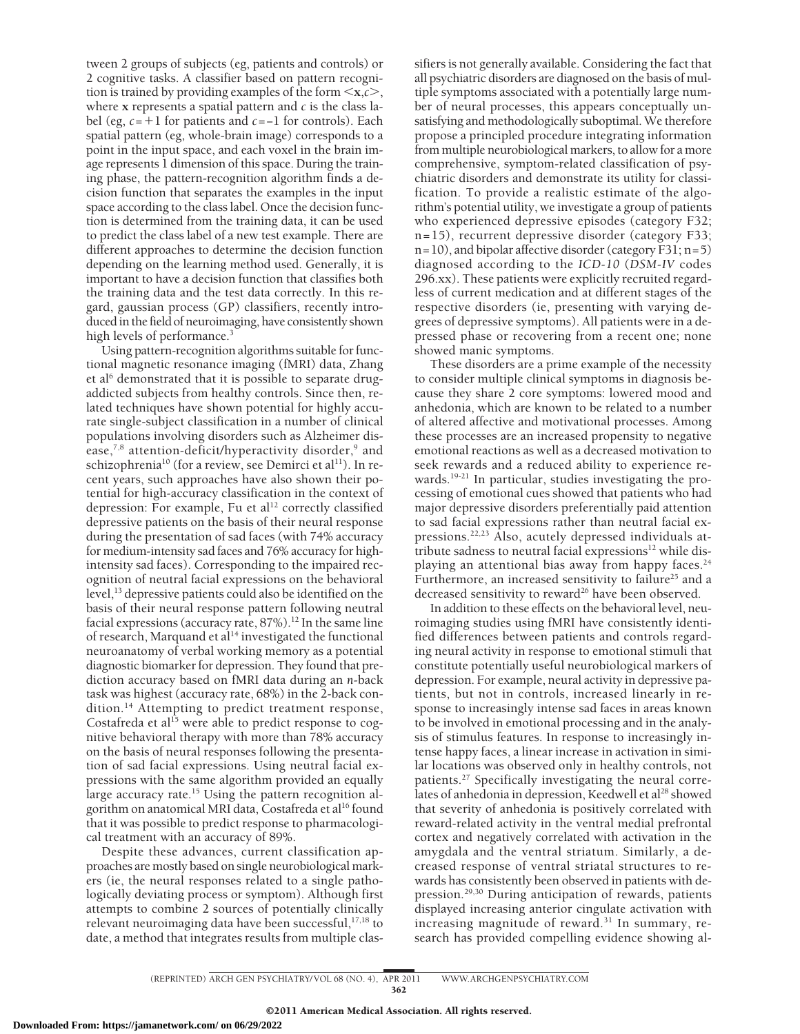tween 2 groups of subjects (eg, patients and controls) or 2 cognitive tasks. A classifier based on pattern recognition is trained by providing examples of the form $<\mathbf{x},c>$, where $\mathbf{x}$ represents a spatial pattern and $c$ is the class label (eg, $c=+1$ for patients and $c=-1$ for controls). Each spatial pattern (eg, whole-brain image) corresponds to a point in the input space, and each voxel in the brain image represents 1 dimension of this space. During the training phase, the pattern-recognition algorithm finds a decision function that separates the examples in the input space according to the class label. Once the decision function is determined from the training data, it can be used to predict the class label of a new test example. There are different approaches to determine the decision function depending on the learning method used. Generally, it is important to have a decision function that classifies both the training data and the test data correctly. In this regard, gaussian process (GP) classifiers, recently introduced in the field of neuroimaging, have consistently shown high levels of performance.[3]

Using pattern-recognition algorithms suitable for functional magnetic resonance imaging (fMRI) data, Zhang et al[6] demonstrated that it is possible to separate drug-addicted subjects from healthy controls. Since then, related techniques have shown potential for highly accurate single-subject classification in a number of clinical populations involving disorders such as Alzheimer disease,[7,8] attention-deficit/hyperactivity disorder,[9] and schizophrenia[10] (for a review, see Demirci et al[11]). In recent years, such approaches have also shown their potential for high-accuracy classification in the context of depression: For example, Fu et al[12] correctly classified depressive patients on the basis of their neural response during the presentation of sad faces (with 74% accuracy for medium-intensity sad faces and 76% accuracy for high-intensity sad faces). Corresponding to the impaired recognition of neutral facial expressions on the behavioral level,[13] depressive patients could also be identified on the basis of their neural response pattern following neutral facial expressions (accuracy rate, 87%).[12] In the same line of research, Marquand et al[14] investigated the functional neuroanatomy of verbal working memory as a potential diagnostic biomarker for depression. They found that prediction accuracy based on fMRI data during an *n*-back task was highest (accuracy rate, 68%) in the 2-back condition.[14] Attempting to predict treatment response, Costafreda et al[15] were able to predict response to cognitive behavioral therapy with more than 78% accuracy on the basis of neural responses following the presentation of sad facial expressions. Using neutral facial expressions with the same algorithm provided an equally large accuracy rate.[15] Using the pattern recognition algorithm on anatomical MRI data, Costafreda et al[16] found that it was possible to predict response to pharmacological treatment with an accuracy of 89%.

Despite these advances, current classification approaches are mostly based on single neurobiological markers (ie, the neural responses related to a single pathologically deviating process or symptom). Although first attempts to combine 2 sources of potentially clinically relevant neuroimaging data have been successful,[17,18] to date, a method that integrates results from multiple classifiers is not generally available. Considering the fact that all psychiatric disorders are diagnosed on the basis of multiple symptoms associated with a potentially large number of neural processes, this appears conceptually unsatisfying and methodologically suboptimal. We therefore propose a principled procedure integrating information from multiple neurobiological markers, to allow for a more comprehensive, symptom-related classification of psychiatric disorders and demonstrate its utility for classification. To provide a realistic estimate of the algorithm's potential utility, we investigate a group of patients who experienced depressive episodes (category F32; n = 15), recurrent depressive disorder (category F33; n = 10), and bipolar affective disorder (category F31; n = 5) diagnosed according to the *ICD-10* (*DSM-IV* codes 296.xx). These patients were explicitly recruited regardless of current medication and at different stages of the respective disorders (ie, presenting with varying degrees of depressive symptoms). All patients were in a depressed phase or recovering from a recent one; none showed manic symptoms.

These disorders are a prime example of the necessity to consider multiple clinical symptoms in diagnosis because they share 2 core symptoms: lowered mood and anhedonia, which are known to be related to a number of altered affective and motivational processes. Among these processes are an increased propensity to negative emotional reactions as well as a decreased motivation to seek rewards and a reduced ability to experience rewards.[19-21] In particular, studies investigating the processing of emotional cues showed that patients who had major depressive disorders preferentially paid attention to sad facial expressions rather than neutral facial expressions.[22,23] Also, acutely depressed individuals attribute sadness to neutral facial expressions[12] while displaying an attentional bias away from happy faces.[24] Furthermore, an increased sensitivity to failure[25] and a decreased sensitivity to reward[26] have been observed.

In addition to these effects on the behavioral level, neuroimaging studies using fMRI have consistently identified differences between patients and controls regarding neural activity in response to emotional stimuli that constitute potentially useful neurobiological markers of depression. For example, neural activity in depressive patients, but not in controls, increased linearly in response to increasingly intense sad faces in areas known to be involved in emotional processing and in the analysis of stimulus features. In response to increasingly intense happy faces, a linear increase in activation in similar locations was observed only in healthy controls, not patients.[27] Specifically investigating the neural correlates of anhedonia in depression, Keedwell et al[28] showed that severity of anhedonia is positively correlated with reward-related activity in the ventral medial prefrontal cortex and negatively correlated with activation in the amygdala and the ventral striatum. Similarly, a decreased response of ventral striatal structures to rewards has consistently been observed in patients with depression.[29,30] During anticipation of rewards, patients displayed increasing anterior cingulate activation with increasing magnitude of reward.[31] In summary, research has provided compelling evidence showing al-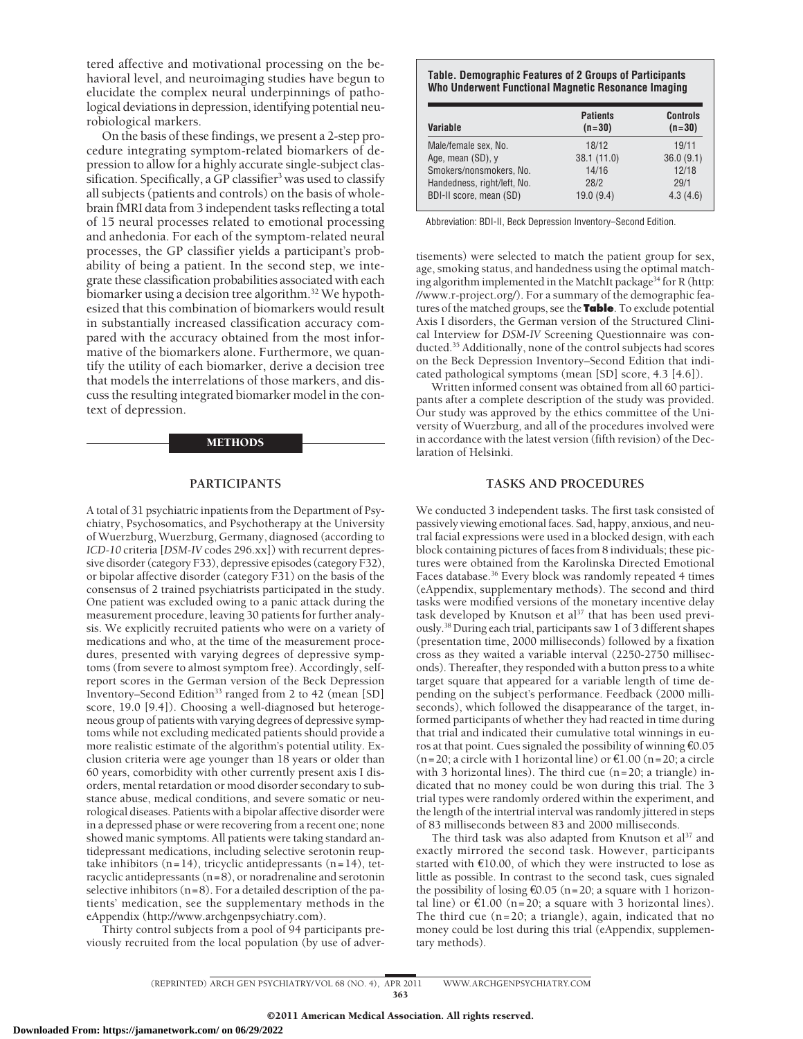tered affective and motivational processing on the behavioral level, and neuroimaging studies have begun to elucidate the complex neural underpinnings of pathological deviations in depression, identifying potential neurobiological markers.

On the basis of these findings, we present a 2-step procedure integrating symptom-related biomarkers of depression to allow for a highly accurate single-subject classification. Specifically, a GP classifier[3] was used to classify all subjects (patients and controls) on the basis of whole-brain fMRI data from 3 independent tasks reflecting a total of 15 neural processes related to emotional processing and anhedonia. For each of the symptom-related neural processes, the GP classifier yields a participant's probability of being a patient. In the second step, we integrate these classification probabilities associated with each biomarker using a decision tree algorithm.[32] We hypothesized that this combination of biomarkers would result in substantially increased classification accuracy compared with the accuracy obtained from the most informative of the biomarkers alone. Furthermore, we quantify the utility of each biomarker, derive a decision tree that models the interrelations of those markers, and discuss the resulting integrated biomarker model in the context of depression.

## METHODS

### PARTICIPANTS

A total of 31 psychiatric inpatients from the Department of Psychiatry, Psychosomatics, and Psychotherapy at the University of Wuerzburg, Wuerzburg, Germany, diagnosed (according to *ICD-10* criteria [*DSM-IV* codes 296.xx]) with recurrent depressive disorder (category F33), depressive episodes (category F32), or bipolar affective disorder (category F31) on the basis of the consensus of 2 trained psychiatrists participated in the study. One patient was excluded owing to a panic attack during the measurement procedure, leaving 30 patients for further analysis. We explicitly recruited patients who were on a variety of medications and who, at the time of the measurement procedures, presented with varying degrees of depressive symptoms (from severe to almost symptom free). Accordingly, self-report scores in the German version of the Beck Depression Inventory–Second Edition[33] ranged from 2 to 42 (mean [SD] score, 19.0 [9.4]). Choosing a well-diagnosed but heterogeneous group of patients with varying degrees of depressive symptoms while not excluding medicated patients should provide a more realistic estimate of the algorithm's potential utility. Exclusion criteria were age younger than 18 years or older than 60 years, comorbidity with other currently present axis I disorders, mental retardation or mood disorder secondary to substance abuse, medical conditions, and severe somatic or neurological diseases. Patients with a bipolar affective disorder were in a depressed phase or were recovering from a recent one; none showed manic symptoms. All patients were taking standard antidepressant medications, including selective serotonin reuptake inhibitors (n=14), tricyclic antidepressants (n=14), tetracyclic antidepressants (n=8), or noradrenaline and serotonin selective inhibitors (n=8). For a detailed description of the patients' medication, see the supplementary methods in the eAppendix (http://www.archgenpsychiatry.com).

Thirty control subjects from a pool of 94 participants previously recruited from the local population (by use of advertisements) were selected to match the patient group for sex, age, smoking status, and handedness using the optimal matching algorithm implemented in the MatchIt package[34] for R (http://www.r-project.org/). For a summary of the demographic features of the matched groups, see the **Table**. To exclude potential Axis I disorders, the German version of the Structured Clinical Interview for *DSM-IV* Screening Questionnaire was conducted.[35] Additionally, none of the control subjects had scores on the Beck Depression Inventory–Second Edition that indicated pathological symptoms (mean [SD] score, 4.3 [4.6]).

Written informed consent was obtained from all 60 participants after a complete description of the study was provided. Our study was approved by the ethics committee of the University of Wuerzburg, and all of the procedures involved were in accordance with the latest version (fifth revision) of the Declaration of Helsinki.

**Table. Demographic Features of 2 Groups of Participants Who Underwent Functional Magnetic Resonance Imaging**

| Variable | Patients (n=30) | Controls (n=30) |
|---|---|---|
| Male/female sex, No. | 18/12 | 19/11 |
| Age, mean (SD), y | 38.1 (11.0) | 36.0 (9.1) |
| Smokers/nonsmokers, No. | 14/16 | 12/18 |
| Handedness, right/left, No. | 28/2 | 29/1 |
| BDI-II score, mean (SD) | 19.0 (9.4) | 4.3 (4.6) |

Abbreviation: BDI-II, Beck Depression Inventory–Second Edition.

### TASKS AND PROCEDURES

We conducted 3 independent tasks. The first task consisted of passively viewing emotional faces. Sad, happy, anxious, and neutral facial expressions were used in a blocked design, with each block containing pictures of faces from 8 individuals; these pictures were obtained from the Karolinska Directed Emotional Faces database.[36] Every block was randomly repeated 4 times (eAppendix, supplementary methods). The second and third tasks were modified versions of the monetary incentive delay task developed by Knutson et al[37] that has been used previously.[38] During each trial, participants saw 1 of 3 different shapes (presentation time, 2000 milliseconds) followed by a fixation cross as they waited a variable interval (2250-2750 milliseconds). Thereafter, they responded with a button press to a white target square that appeared for a variable length of time depending on the subject's performance. Feedback (2000 milliseconds), which followed the disappearance of the target, informed participants of whether they had reacted in time during that trial and indicated their cumulative total winnings in euros at that point. Cues signaled the possibility of winning €0.05 (n=20; a circle with 1 horizontal line) or €1.00 (n=20; a circle with 3 horizontal lines). The third cue (n=20; a triangle) indicated that no money could be won during this trial. The 3 trial types were randomly ordered within the experiment, and the length of the intertrial interval was randomly jittered in steps of 83 milliseconds between 83 and 2000 milliseconds.

The third task was also adapted from Knutson et al[37] and exactly mirrored the second task. However, participants started with €10.00, of which they were instructed to lose as little as possible. In contrast to the second task, cues signaled the possibility of losing €0.05 (n=20; a square with 1 horizontal line) or €1.00 (n=20; a square with 3 horizontal lines). The third cue (n=20; a triangle), again, indicated that no money could be lost during this trial (eAppendix, supplementary methods).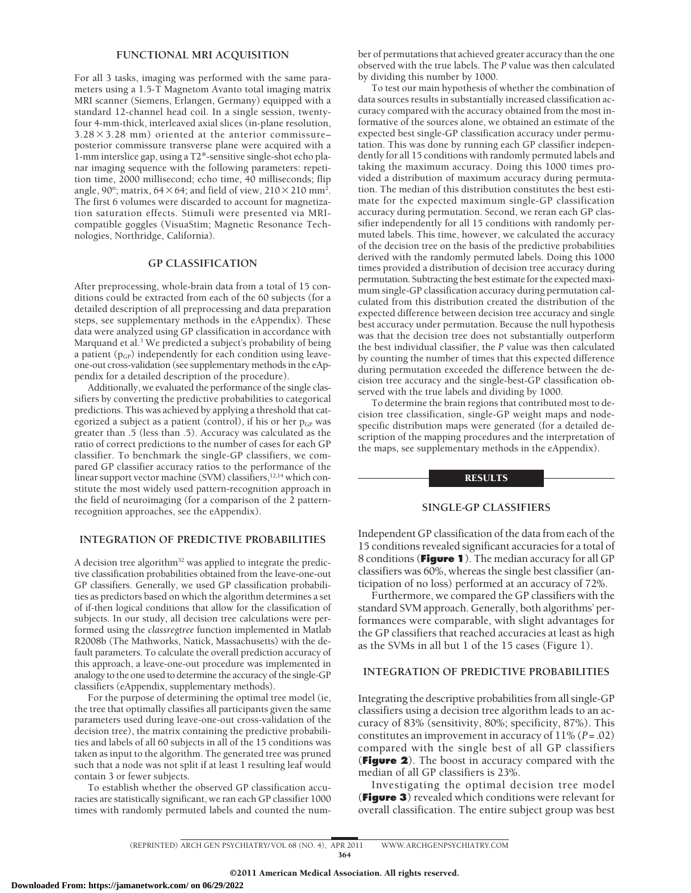### FUNCTIONAL MRI ACQUISITION

For all 3 tasks, imaging was performed with the same parameters using a 1.5-T Magnetom Avanto total imaging matrix MRI scanner (Siemens, Erlangen, Germany) equipped with a standard 12-channel head coil. In a single session, twenty-four 4-mm-thick, interleaved axial slices (in-plane resolution, $3.28 \times 3.28$ mm) oriented at the anterior commissure–posterior commissure transverse plane were acquired with a 1-mm interslice gap, using a T2*-sensitive single-shot echo planar imaging sequence with the following parameters: repetition time, 2000 millisecond; echo time, 40 milliseconds; flip angle, 90°; matrix, $64 \times 64$; and field of view, $210 \times 210$ mm$^2$. The first 6 volumes were discarded to account for magnetization saturation effects. Stimuli were presented via MRI-compatible goggles (VisuaStim; Magnetic Resonance Technologies, Northridge, California).

### GP CLASSIFICATION

After preprocessing, whole-brain data from a total of 15 conditions could be extracted from each of the 60 subjects (for a detailed description of all preprocessing and data preparation steps, see supplementary methods in the eAppendix). These data were analyzed using GP classification in accordance with Marquand et al.[3] We predicted a subject's probability of being a patient ($p_{GP}$) independently for each condition using leave-one-out cross-validation (see supplementary methods in the eAppendix for a detailed description of the procedure).

Additionally, we evaluated the performance of the single classifiers by converting the predictive probabilities to categorical predictions. This was achieved by applying a threshold that categorized a subject as a patient (control), if his or her $p_{GP}$ was greater than .5 (less than .5). Accuracy was calculated as the ratio of correct predictions to the number of cases for each GP classifier. To benchmark the single-GP classifiers, we compared GP classifier accuracy ratios to the performance of the linear support vector machine (SVM) classifiers,[12,14] which constitute the most widely used pattern-recognition approach in the field of neuroimaging (for a comparison of the 2 pattern-recognition approaches, see the eAppendix).

### INTEGRATION OF PREDICTIVE PROBABILITIES

A decision tree algorithm[32] was applied to integrate the predictive classification probabilities obtained from the leave-one-out GP classifiers. Generally, we used GP classification probabilities as predictors based on which the algorithm determines a set of if-then logical conditions that allow for the classification of subjects. In our study, all decision tree calculations were performed using the *classregtree* function implemented in Matlab R2008b (The Mathworks, Natick, Massachusetts) with the default parameters. To calculate the overall prediction accuracy of this approach, a leave-one-out procedure was implemented in analogy to the one used to determine the accuracy of the single-GP classifiers (eAppendix, supplementary methods).

For the purpose of determining the optimal tree model (ie, the tree that optimally classifies all participants given the same parameters used during leave-one-out cross-validation of the decision tree), the matrix containing the predictive probabilities and labels of all 60 subjects in all of the 15 conditions was taken as input to the algorithm. The generated tree was pruned such that a node was not split if at least 1 resulting leaf would contain 3 or fewer subjects.

To establish whether the observed GP classification accuracies are statistically significant, we ran each GP classifier 1000 times with randomly permuted labels and counted the number of permutations that achieved greater accuracy than the one observed with the true labels. The *P* value was then calculated by dividing this number by 1000.

To test our main hypothesis of whether the combination of data sources results in substantially increased classification accuracy compared with the accuracy obtained from the most informative of the sources alone, we obtained an estimate of the expected best single-GP classification accuracy under permutation. This was done by running each GP classifier independently for all 15 conditions with randomly permuted labels and taking the maximum accuracy. Doing this 1000 times provided a distribution of maximum accuracy during permutation. The median of this distribution constitutes the best estimate for the expected maximum single-GP classification accuracy during permutation. Second, we reran each GP classifier independently for all 15 conditions with randomly permuted labels. This time, however, we calculated the accuracy of the decision tree on the basis of the predictive probabilities derived with the randomly permuted labels. Doing this 1000 times provided a distribution of decision tree accuracy during permutation. Subtracting the best estimate for the expected maximum single-GP classification accuracy during permutation calculated from this distribution created the distribution of the expected difference between decision tree accuracy and single best accuracy under permutation. Because the null hypothesis was that the decision tree does not substantially outperform the best individual classifier, the *P* value was then calculated by counting the number of times that this expected difference during permutation exceeded the difference between the decision tree accuracy and the single-best-GP classification observed with the true labels and dividing by 1000.

To determine the brain regions that contributed most to decision tree classification, single-GP weight maps and node-specific distribution maps were generated (for a detailed description of the mapping procedures and the interpretation of the maps, see supplementary methods in the eAppendix).

## RESULTS

### SINGLE-GP CLASSIFIERS

Independent GP classification of the data from each of the 15 conditions revealed significant accuracies for a total of 8 conditions (**Figure 1**). The median accuracy for all GP classifiers was 60%, whereas the single best classifier (anticipation of no loss) performed at an accuracy of 72%.

Furthermore, we compared the GP classifiers with the standard SVM approach. Generally, both algorithms' performances were comparable, with slight advantages for the GP classifiers that reached accuracies at least as high as the SVMs in all but 1 of the 15 cases (Figure 1).

### INTEGRATION OF PREDICTIVE PROBABILITIES

Integrating the descriptive probabilities from all single-GP classifiers using a decision tree algorithm leads to an accuracy of 83% (sensitivity, 80%; specificity, 87%). This constitutes an improvement in accuracy of 11% ($P = .02$) compared with the single best of all GP classifiers (**Figure 2**). The boost in accuracy compared with the median of all GP classifiers is 23%.

Investigating the optimal decision tree model (**Figure 3**) revealed which conditions were relevant for overall classification. The entire subject group was best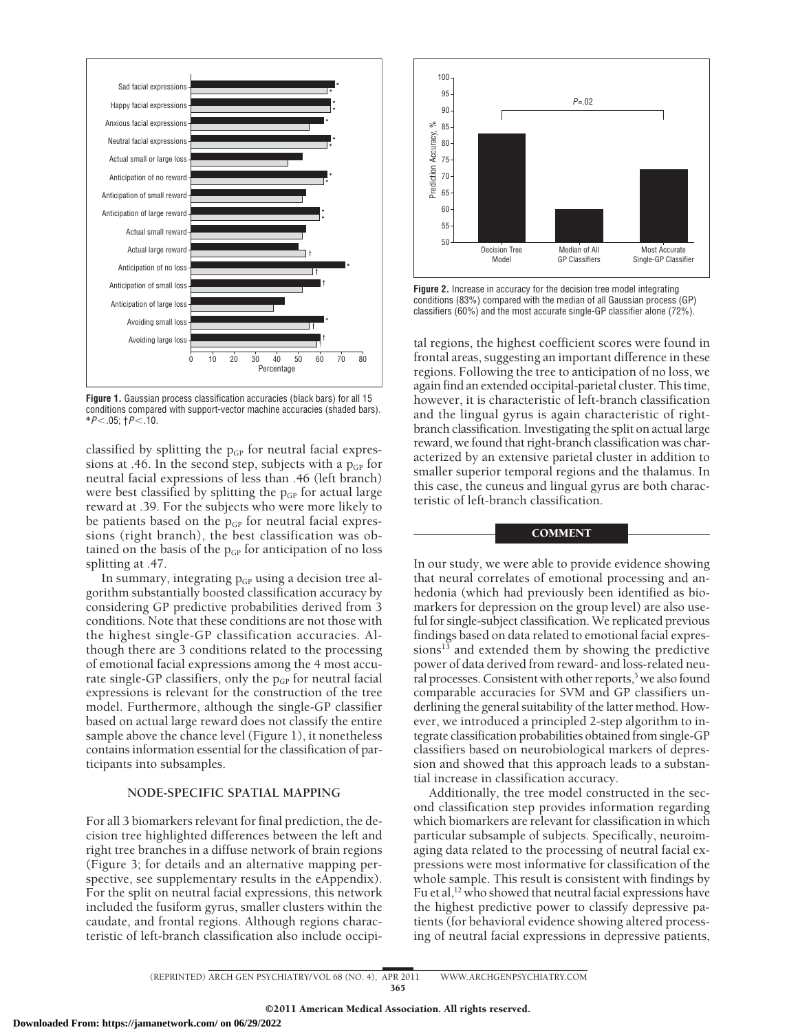**Figure 1.** Gaussian process classification accuracies (black bars) for all 15 conditions compared with support-vector machine accuracies (shaded bars). *$P < .05$; †$P < .10$.

classified by splitting the $p_{GP}$ for neutral facial expressions at .46. In the second step, subjects with a $p_{GP}$ for neutral facial expressions of less than .46 (left branch) were best classified by splitting the $p_{GP}$ for actual large reward at .39. For the subjects who were more likely to be patients based on the $p_{GP}$ for neutral facial expressions (right branch), the best classification was obtained on the basis of the $p_{GP}$ for anticipation of no loss splitting at .47.

In summary, integrating $p_{GP}$ using a decision tree algorithm substantially boosted classification accuracy by considering GP predictive probabilities derived from 3 conditions. Note that these conditions are not those with the highest single-GP classification accuracies. Although there are 3 conditions related to the processing of emotional facial expressions among the 4 most accurate single-GP classifiers, only the $p_{GP}$ for neutral facial expressions is relevant for the construction of the tree model. Furthermore, although the single-GP classifier based on actual large reward does not classify the entire sample above the chance level (Figure 1), it nonetheless contains information essential for the classification of participants into subsamples.

### NODE-SPECIFIC SPATIAL MAPPING

For all 3 biomarkers relevant for final prediction, the decision tree highlighted differences between the left and right tree branches in a diffuse network of brain regions (Figure 3; for details and an alternative mapping perspective, see supplementary results in the eAppendix). For the split on neutral facial expressions, this network included the fusiform gyrus, smaller clusters within the caudate, and frontal regions. Although regions characteristic of left-branch classification also include occipital regions, the highest coefficient scores were found in frontal areas, suggesting an important difference in these regions. Following the tree to anticipation of no loss, we again find an extended occipital-parietal cluster. This time, however, it is characteristic of left-branch classification and the lingual gyrus is again characteristic of right-branch classification. Investigating the split on actual large reward, we found that right-branch classification was characterized by an extensive parietal cluster in addition to smaller superior temporal regions and the thalamus. In this case, the cuneus and lingual gyrus are both characteristic of left-branch classification.

**Figure 2.** Increase in accuracy for the decision tree model integrating conditions (83%) compared with the median of all Gaussian process (GP) classifiers (60%) and the most accurate single-GP classifier alone (72%).

## COMMENT

In our study, we were able to provide evidence showing that neural correlates of emotional processing and anhedonia (which had previously been identified as biomarkers for depression on the group level) are also useful for single-subject classification. We replicated previous findings based on data related to emotional facial expressions[13] and extended them by showing the predictive power of data derived from reward- and loss-related neural processes. Consistent with other reports,[3] we also found comparable accuracies for SVM and GP classifiers underlining the general suitability of the latter method. However, we introduced a principled 2-step algorithm to integrate classification probabilities obtained from single-GP classifiers based on neurobiological markers of depression and showed that this approach leads to a substantial increase in classification accuracy.

Additionally, the tree model constructed in the second classification step provides information regarding which biomarkers are relevant for classification in which particular subsample of subjects. Specifically, neuroimaging data related to the processing of neutral facial expressions were most informative for classification of the whole sample. This result is consistent with findings by Fu et al,[12] who showed that neutral facial expressions have the highest predictive power to classify depressive patients (for behavioral evidence showing altered processing of neutral facial expressions in depressive patients,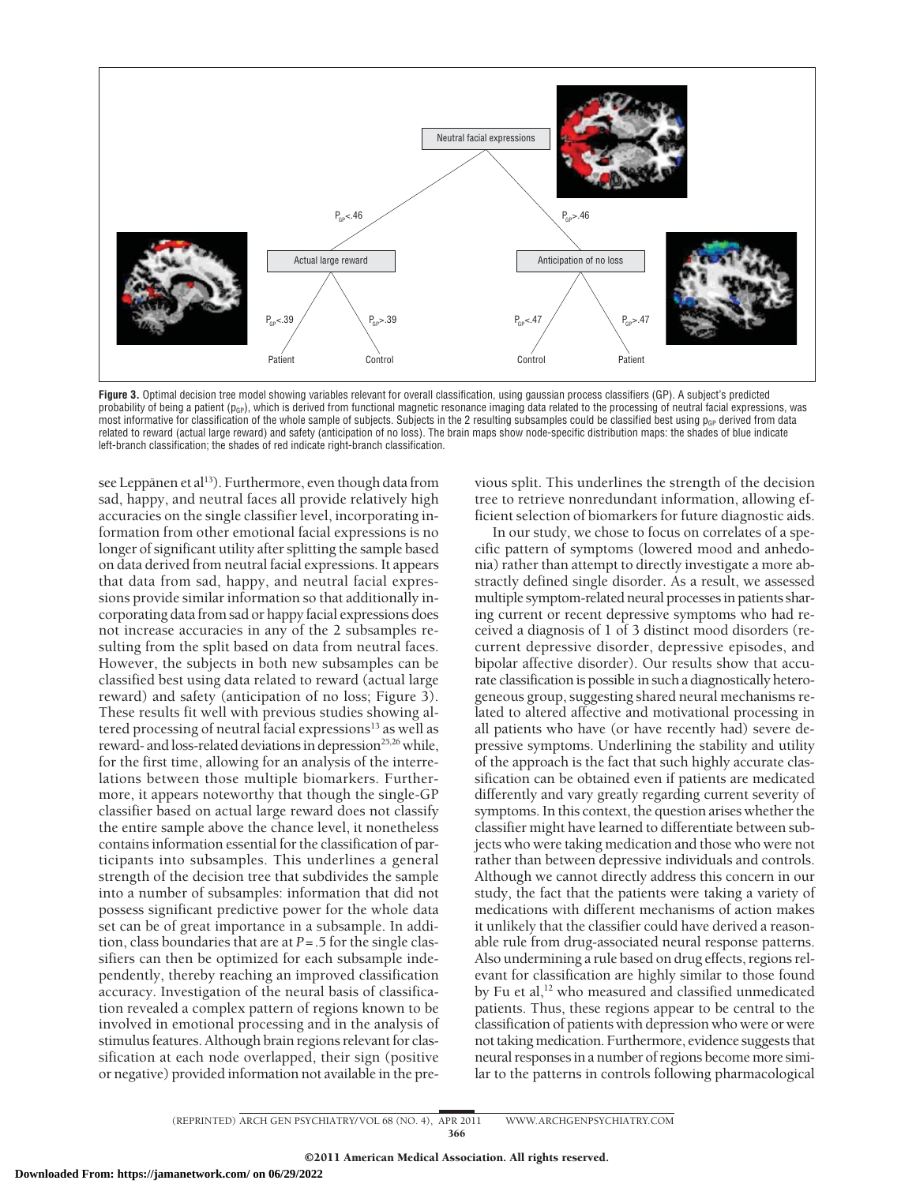**Figure 3.** Optimal decision tree model showing variables relevant for overall classification, using gaussian process classifiers (GP). A subject's predicted probability of being a patient ($p_{GP}$), which is derived from functional magnetic resonance imaging data related to the processing of neutral facial expressions, was most informative for classification of the whole sample of subjects. Subjects in the 2 resulting subsamples could be classified best using $p_{GP}$ derived from data related to reward (actual large reward) and safety (anticipation of no loss). The brain maps show node-specific distribution maps: the shades of blue indicate left-branch classification; the shades of red indicate right-branch classification.

see Leppänen et al[13]). Furthermore, even though data from sad, happy, and neutral faces all provide relatively high accuracies on the single classifier level, incorporating information from other emotional facial expressions is no longer of significant utility after splitting the sample based on data derived from neutral facial expressions. It appears that data from sad, happy, and neutral facial expressions provide similar information so that additionally incorporating data from sad or happy facial expressions does not increase accuracies in any of the 2 subsamples resulting from the split based on data from neutral faces. However, the subjects in both new subsamples can be classified best using data related to reward (actual large reward) and safety (anticipation of no loss; Figure 3). These results fit well with previous studies showing altered processing of neutral facial expressions[13] as well as reward- and loss-related deviations in depression[25,26] while, for the first time, allowing for an analysis of the interrelations between those multiple biomarkers. Furthermore, it appears noteworthy that though the single-GP classifier based on actual large reward does not classify the entire sample above the chance level, it nonetheless contains information essential for the classification of participants into subsamples. This underlines a general strength of the decision tree that subdivides the sample into a number of subsamples: information that did not possess significant predictive power for the whole data set can be of great importance in a subsample. In addition, class boundaries that are at $P = .5$ for the single classifiers can then be optimized for each subsample independently, thereby reaching an improved classification accuracy. Investigation of the neural basis of classification revealed a complex pattern of regions known to be involved in emotional processing and in the analysis of stimulus features. Although brain regions relevant for classification at each node overlapped, their sign (positive or negative) provided information not available in the previous split. This underlines the strength of the decision tree to retrieve nonredundant information, allowing efficient selection of biomarkers for future diagnostic aids.

In our study, we chose to focus on correlates of a specific pattern of symptoms (lowered mood and anhedonia) rather than attempt to directly investigate a more abstractly defined single disorder. As a result, we assessed multiple symptom-related neural processes in patients sharing current or recent depressive symptoms who had received a diagnosis of 1 of 3 distinct mood disorders (recurrent depressive disorder, depressive episodes, and bipolar affective disorder). Our results show that accurate classification is possible in such a diagnostically heterogeneous group, suggesting shared neural mechanisms related to altered affective and motivational processing in all patients who have (or have recently had) severe depressive symptoms. Underlining the stability and utility of the approach is the fact that such highly accurate classification can be obtained even if patients are medicated differently and vary greatly regarding current severity of symptoms. In this context, the question arises whether the classifier might have learned to differentiate between subjects who were taking medication and those who were not rather than between depressive individuals and controls. Although we cannot directly address this concern in our study, the fact that the patients were taking a variety of medications with different mechanisms of action makes it unlikely that the classifier could have derived a reasonable rule from drug-associated neural response patterns. Also undermining a rule based on drug effects, regions relevant for classification are highly similar to those found by Fu et al,[12] who measured and classified unmedicated patients. Thus, these regions appear to be central to the classification of patients with depression who were or were not taking medication. Furthermore, evidence suggests that neural responses in a number of regions become more similar to the patterns in controls following pharmacological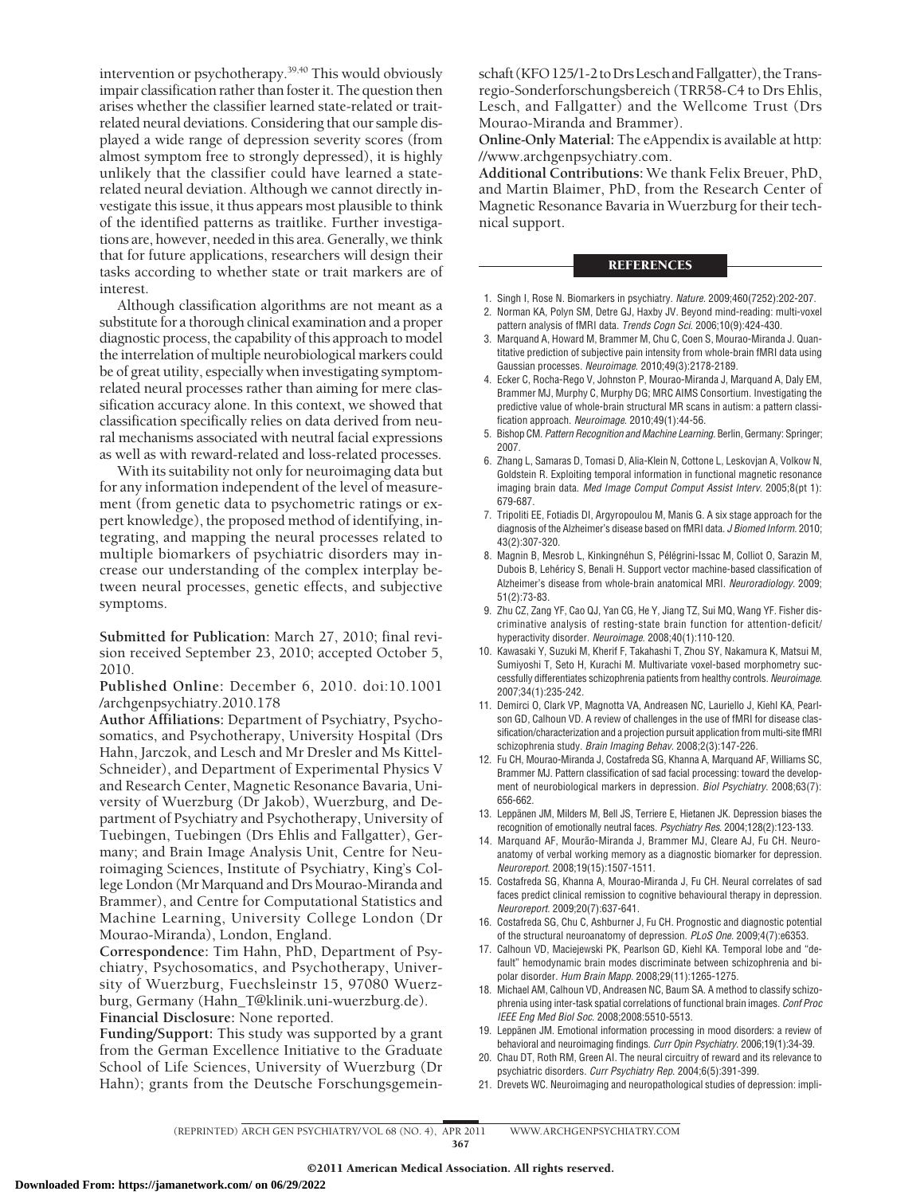intervention or psychotherapy.[39,40] This would obviously impair classification rather than foster it. The question then arises whether the classifier learned state-related or trait-related neural deviations. Considering that our sample displayed a wide range of depression severity scores (from almost symptom free to strongly depressed), it is highly unlikely that the classifier could have learned a state-related neural deviation. Although we cannot directly investigate this issue, it thus appears most plausible to think of the identified patterns as traitlike. Further investigations are, however, needed in this area. Generally, we think that for future applications, researchers will design their tasks according to whether state or trait markers are of interest.

Although classification algorithms are not meant as a substitute for a thorough clinical examination and a proper diagnostic process, the capability of this approach to model the interrelation of multiple neurobiological markers could be of great utility, especially when investigating symptom-related neural processes rather than aiming for mere classification accuracy alone. In this context, we showed that classification specifically relies on data derived from neural mechanisms associated with neutral facial expressions as well as with reward-related and loss-related processes.

With its suitability not only for neuroimaging data but for any information independent of the level of measurement (from genetic data to psychometric ratings or expert knowledge), the proposed method of identifying, integrating, and mapping the neural processes related to multiple biomarkers of psychiatric disorders may increase our understanding of the complex interplay between neural processes, genetic effects, and subjective symptoms.

**Submitted for Publication:** March 27, 2010; final revision received September 23, 2010; accepted October 5, 2010.

**Published Online:** December 6, 2010. doi:10.1001/archgenpsychiatry.2010.178

**Author Affiliations:** Department of Psychiatry, Psychosomatics, and Psychotherapy, University Hospital (Drs Hahn, Jarczok, and Lesch and Mr Dresler and Ms Kittel-Schneider), and Department of Experimental Physics V and Research Center, Magnetic Resonance Bavaria, University of Wuerzburg (Dr Jakob), Wuerzburg, and Department of Psychiatry and Psychotherapy, University of Tuebingen, Tuebingen (Drs Ehlis and Fallgatter), Germany; and Brain Image Analysis Unit, Centre for Neuroimaging Sciences, Institute of Psychiatry, King's College London (Mr Marquand and Drs Mourao-Miranda and Brammer), and Centre for Computational Statistics and Machine Learning, University College London (Dr Mourao-Miranda), London, England.

**Correspondence:** Tim Hahn, PhD, Department of Psychiatry, Psychosomatics, and Psychotherapy, University of Wuerzburg, Fuechsleinstr 15, 97080 Wuerzburg, Germany (Hahn_T@klinik.uni-wuerzburg.de).

**Financial Disclosure:** None reported.

**Funding/Support:** This study was supported by a grant from the German Excellence Initiative to the Graduate School of Life Sciences, University of Wuerzburg (Dr Hahn); grants from the Deutsche Forschungsgemeinschaft (KFO 125/1-2 to Drs Lesch and Fallgatter), the Transregio-Sonderforschungsbereich (TRR58-C4 to Drs Ehlis, Lesch, and Fallgatter) and the Wellcome Trust (Drs Mourao-Miranda and Brammer).

**Online-Only Material:** The eAppendix is available at http://www.archgenpsychiatry.com.

**Additional Contributions:** We thank Felix Breuer, PhD, and Martin Blaimer, PhD, from the Research Center of Magnetic Resonance Bavaria in Wuerzburg for their technical support.

## REFERENCES

1. Singh I, Rose N. Biomarkers in psychiatry. *Nature*. 2009;460(7252):202-207.
2. Norman KA, Polyn SM, Detre GJ, Haxby JV. Beyond mind-reading: multi-voxel pattern analysis of fMRI data. *Trends Cogn Sci*. 2006;10(9):424-430.
3. Marquand A, Howard M, Brammer M, Chu C, Coen S, Mourao-Miranda J. Quantitative prediction of subjective pain intensity from whole-brain fMRI data using Gaussian processes. *Neuroimage*. 2010;49(3):2178-2189.
4. Ecker C, Rocha-Rego V, Johnston P, Mourao-Miranda J, Marquand A, Daly EM, Brammer MJ, Murphy C, Murphy DG; MRC AIMS Consortium. Investigating the predictive value of whole-brain structural MR scans in autism: a pattern classification approach. *Neuroimage*. 2010;49(1):44-56.
5. Bishop CM. *Pattern Recognition and Machine Learning*. Berlin, Germany: Springer; 2007.
6. Zhang L, Samaras D, Tomasi D, Alia-Klein N, Cottone L, Leskovjan A, Volkow N, Goldstein R. Exploiting temporal information in functional magnetic resonance imaging brain data. *Med Image Comput Comput Assist Interv*. 2005;8(pt 1):679-687.
7. Tripoliti EE, Fotiadis DI, Argyropoulou M, Manis G. A six stage approach for the diagnosis of the Alzheimer's disease based on fMRI data. *J Biomed Inform*. 2010;43(2):307-320.
8. Magnin B, Mesrob L, Kinkingnéhun S, Pélégrini-Issac M, Colliot O, Sarazin M, Dubois B, Lehéricy S, Benali H. Support vector machine-based classification of Alzheimer's disease from whole-brain anatomical MRI. *Neuroradiology*. 2009;51(2):73-83.
9. Zhu CZ, Zang YF, Cao QJ, Yan CG, He Y, Jiang TZ, Sui MQ, Wang YF. Fisher discriminative analysis of resting-state brain function for attention-deficit/hyperactivity disorder. *Neuroimage*. 2008;40(1):110-120.
10. Kawasaki Y, Suzuki M, Kherif F, Takahashi T, Zhou SY, Nakamura K, Matsui M, Sumiyoshi T, Seto H, Kurachi M. Multivariate voxel-based morphometry successfully differentiates schizophrenia patients from healthy controls. *Neuroimage*. 2007;34(1):235-242.
11. Demirci O, Clark VP, Magnotta VA, Andreasen NC, Lauriello J, Kiehl KA, Pearlson GD, Calhoun VD. A review of challenges in the use of fMRI for disease classification/characterization and a projection pursuit application from multi-site fMRI schizophrenia study. *Brain Imaging Behav*. 2008;2(3):147-226.
12. Fu CH, Mourao-Miranda J, Costafreda SG, Khanna A, Marquand AF, Williams SC, Brammer MJ. Pattern classification of sad facial processing: toward the development of neurobiological markers in depression. *Biol Psychiatry*. 2008;63(7):656-662.
13. Leppänen JM, Milders M, Bell JS, Terriere E, Hietanen JK. Depression biases the recognition of emotionally neutral faces. *Psychiatry Res*. 2004;128(2):123-133.
14. Marquand AF, Mourão-Miranda J, Brammer MJ, Cleare AJ, Fu CH. Neuroanatomy of verbal working memory as a diagnostic biomarker for depression. *Neuroreport*. 2008;19(15):1507-1511.
15. Costafreda SG, Khanna A, Mourao-Miranda J, Fu CH. Neural correlates of sad faces predict clinical remission to cognitive behavioural therapy in depression. *Neuroreport*. 2009;20(7):637-641.
16. Costafreda SG, Chu C, Ashburner J, Fu CH. Prognostic and diagnostic potential of the structural neuroanatomy of depression. *PLoS One*. 2009;4(7):e6353.
17. Calhoun VD, Maciejewski PK, Pearlson GD, Kiehl KA. Temporal lobe and "default" hemodynamic brain modes discriminate between schizophrenia and bipolar disorder. *Hum Brain Mapp*. 2008;29(11):1265-1275.
18. Michael AM, Calhoun VD, Andreasen NC, Baum SA. A method to classify schizophrenia using inter-task spatial correlations of functional brain images. *Conf Proc IEEE Eng Med Biol Soc*. 2008;2008:5510-5513.
19. Leppänen JM. Emotional information processing in mood disorders: a review of behavioral and neuroimaging findings. *Curr Opin Psychiatry*. 2006;19(1):34-39.
20. Chau DT, Roth RM, Green AI. The neural circuitry of reward and its relevance to psychiatric disorders. *Curr Psychiatry Rep*. 2004;6(5):391-399.
21. Drevets WC. Neuroimaging and neuropathological studies of depression: impli-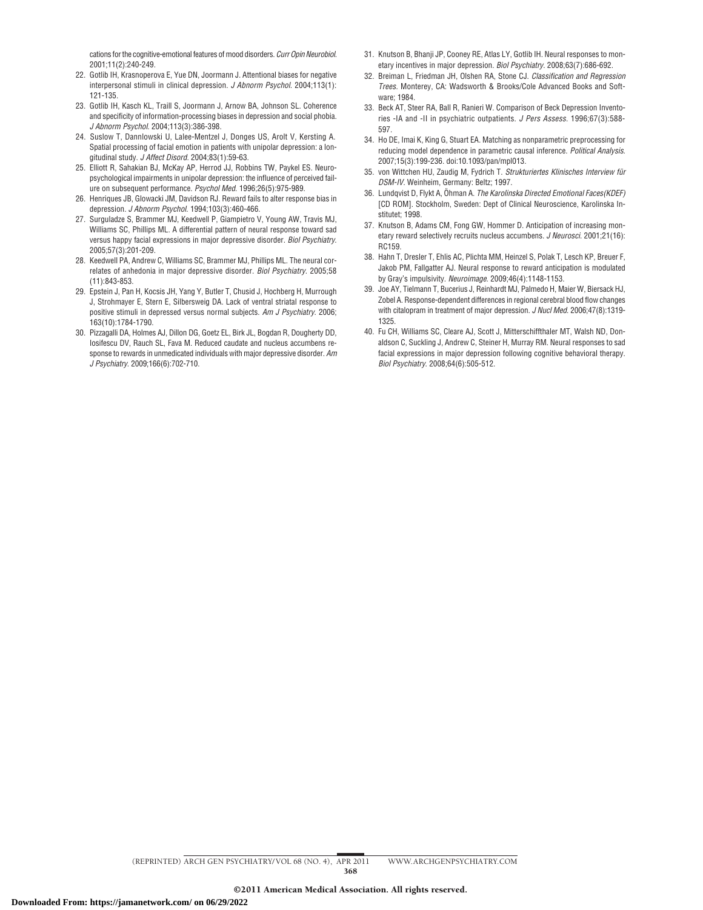cations for the cognitive-emotional features of mood disorders. *Curr Opin Neurobiol*. 2001;11(2):240-249.

22. Gotlib IH, Krasnoperova E, Yue DN, Joormann J. Attentional biases for negative interpersonal stimuli in clinical depression. *J Abnorm Psychol*. 2004;113(1):121-135.
23. Gotlib IH, Kasch KL, Traill S, Joormann J, Arnow BA, Johnson SL. Coherence and specificity of information-processing biases in depression and social phobia. *J Abnorm Psychol*. 2004;113(3):386-398.
24. Suslow T, Dannlowski U, Lalee-Mentzel J, Donges US, Arolt V, Kersting A. Spatial processing of facial emotion in patients with unipolar depression: a longitudinal study. *J Affect Disord*. 2004;83(1):59-63.
25. Elliott R, Sahakian BJ, McKay AP, Herrod JJ, Robbins TW, Paykel ES. Neuropsychological impairments in unipolar depression: the influence of perceived failure on subsequent performance. *Psychol Med*. 1996;26(5):975-989.
26. Henriques JB, Glowacki JM, Davidson RJ. Reward fails to alter response bias in depression. *J Abnorm Psychol*. 1994;103(3):460-466.
27. Surguladze S, Brammer MJ, Keedwell P, Giampietro V, Young AW, Travis MJ, Williams SC, Phillips ML. A differential pattern of neural response toward sad versus happy facial expressions in major depressive disorder. *Biol Psychiatry*. 2005;57(3):201-209.
28. Keedwell PA, Andrew C, Williams SC, Brammer MJ, Phillips ML. The neural correlates of anhedonia in major depressive disorder. *Biol Psychiatry*. 2005;58(11):843-853.
29. Epstein J, Pan H, Kocsis JH, Yang Y, Butler T, Chusid J, Hochberg H, Murrough J, Strohmayer E, Stern E, Silbersweig DA. Lack of ventral striatal response to positive stimuli in depressed versus normal subjects. *Am J Psychiatry*. 2006;163(10):1784-1790.
30. Pizzagalli DA, Holmes AJ, Dillon DG, Goetz EL, Birk JL, Bogdan R, Dougherty DD, Iosifescu DV, Rauch SL, Fava M. Reduced caudate and nucleus accumbens response to rewards in unmedicated individuals with major depressive disorder. *Am J Psychiatry*. 2009;166(6):702-710.
31. Knutson B, Bhanji JP, Cooney RE, Atlas LY, Gotlib IH. Neural responses to monetary incentives in major depression. *Biol Psychiatry*. 2008;63(7):686-692.
32. Breiman L, Friedman JH, Olshen RA, Stone CJ. *Classification and Regression Trees*. Monterey, CA: Wadsworth & Brooks/Cole Advanced Books and Software; 1984.
33. Beck AT, Steer RA, Ball R, Ranieri W. Comparison of Beck Depression Inventories -IA and -II in psychiatric outpatients. *J Pers Assess*. 1996;67(3):588-597.
34. Ho DE, Imai K, King G, Stuart EA. Matching as nonparametric preprocessing for reducing model dependence in parametric causal inference. *Political Analysis*. 2007;15(3):199-236. doi:10.1093/pan/mpl013.
35. von Wittchen HU, Zaudig M, Fydrich T. *Strukturiertes Klinisches Interview für DSM-IV*. Weinheim, Germany: Beltz; 1997.
36. Lundqvist D, Flykt A, Öhman A. *The Karolinska Directed Emotional Faces(KDEF)* [CD ROM]. Stockholm, Sweden: Dept of Clinical Neuroscience, Karolinska Institutet; 1998.
37. Knutson B, Adams CM, Fong GW, Hommer D. Anticipation of increasing monetary reward selectively recruits nucleus accumbens. *J Neurosci*. 2001;21(16):RC159.
38. Hahn T, Dresler T, Ehlis AC, Plichta MM, Heinzel S, Polak T, Lesch KP, Breuer F, Jakob PM, Fallgatter AJ. Neural response to reward anticipation is modulated by Gray's impulsivity. *Neuroimage*. 2009;46(4):1148-1153.
39. Joe AY, Tielmann T, Bucerius J, Reinhardt MJ, Palmedo H, Maier W, Biersack HJ, Zobel A. Response-dependent differences in regional cerebral blood flow changes with citalopram in treatment of major depression. *J Nucl Med*. 2006;47(8):1319-1325.
40. Fu CH, Williams SC, Cleare AJ, Scott J, Mitterschiffthaler MT, Walsh ND, Donaldson C, Suckling J, Andrew C, Steiner H, Murray RM. Neural responses to sad facial expressions in major depression following cognitive behavioral therapy. *Biol Psychiatry*. 2008;64(6):505-512.